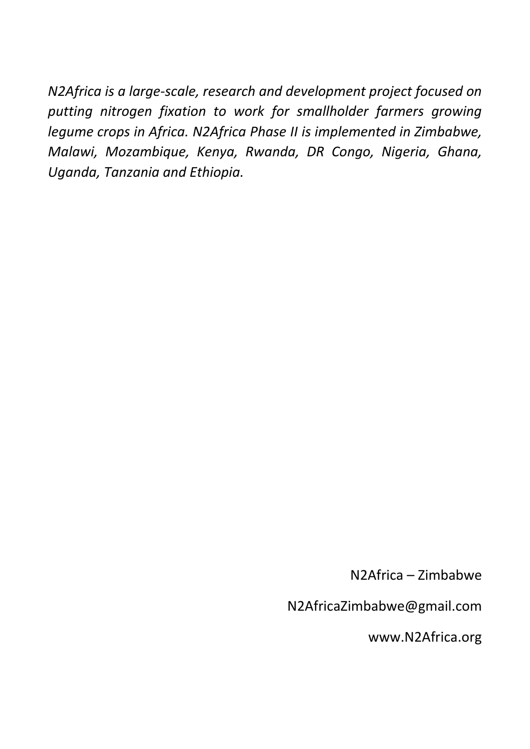*N2Africa is a large-scale, research and development project focused on putting nitrogen fixation to work for smallholder farmers growing legume crops in Africa. N2Africa Phase II is implemented in Zimbabwe, Malawi, Mozambique, Kenya, Rwanda, DR Congo, Nigeria, Ghana, Uganda, Tanzania and Ethiopia.*

N2Africa – Zimbabwe

N2AfricaZimbabwe@gmail.com

www.N2Africa.org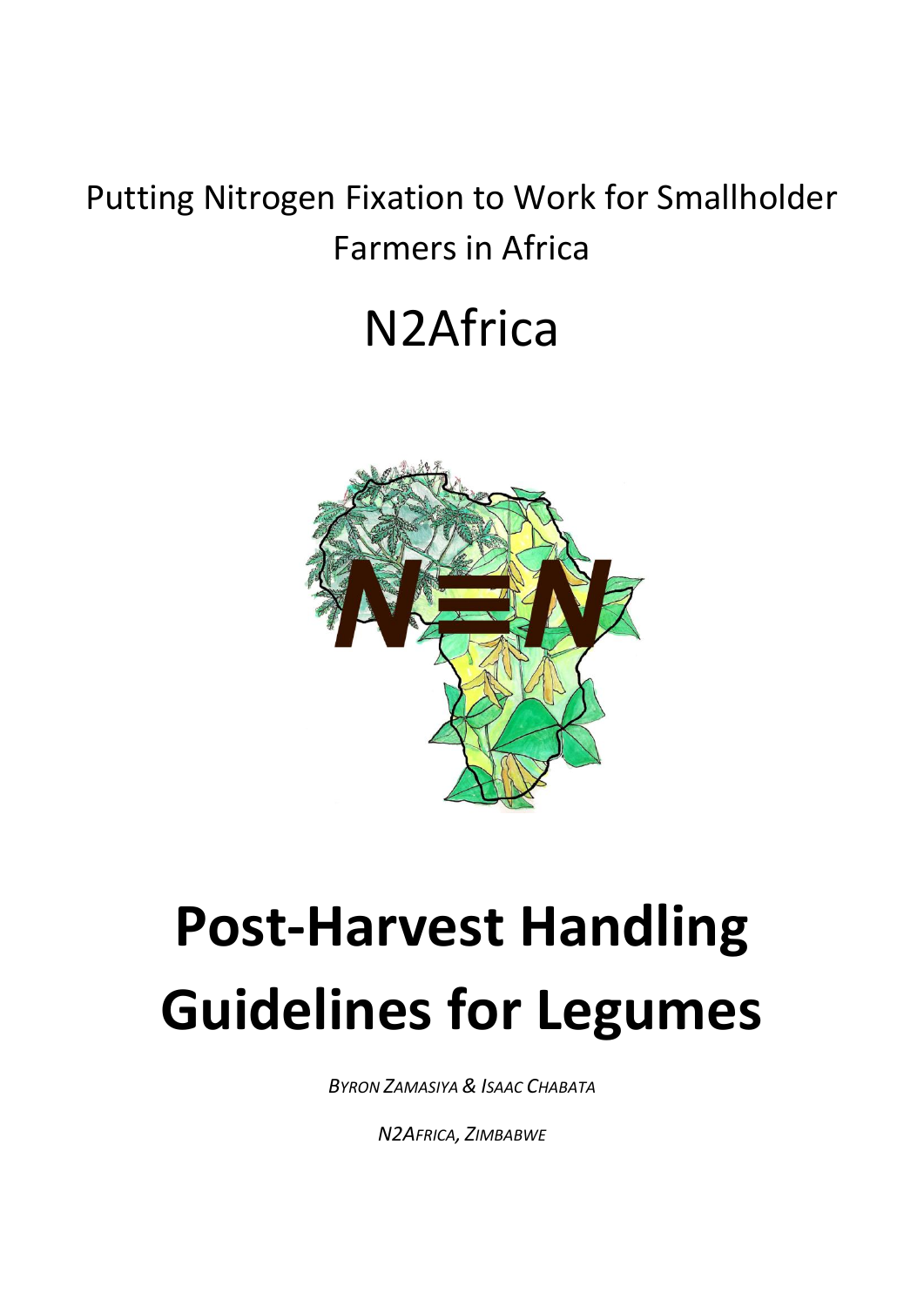Putting Nitrogen Fixation to Work for Smallholder Farmers in Africa

# N2Africa

# Post-Harvest Handling Guidelines for Legumes

*Byron Zamasiya & Isaac Chabata*

*N2Africa, Zimbabwe*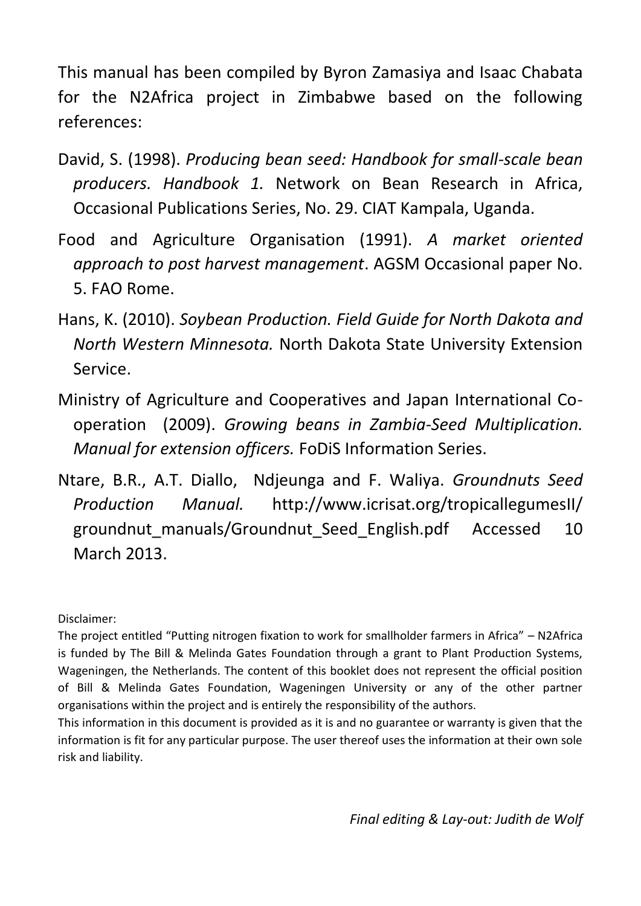This manual has been compiled by Byron Zamasiya and Isaac Chabata for the N2Africa project in Zimbabwe based on the following references:

David, S. (1998). *Producing bean seed: Handbook for small-scale bean producers. Handbook 1.* Network on Bean Research in Africa, Occasional Publications Series, No. 29. CIAT Kampala, Uganda.

Food and Agriculture Organisation (1991). *A market oriented approach to post harvest management*. AGSM Occasional paper No. 5. FAO Rome.

Hans, K. (2010). *Soybean Production. Field Guide for North Dakota and North Western Minnesota.* North Dakota State University Extension Service.

Ministry of Agriculture and Cooperatives and Japan International Co-operation (2009). *Growing beans in Zambia-Seed Multiplication. Manual for extension officers.* FoDiS Information Series.

Ntare, B.R., A.T. Diallo, Ndjeunga and F. Waliya. *Groundnuts Seed Production Manual.* http://www.icrisat.org/tropicallegumesII/groundnut_manuals/Groundnut_Seed_English.pdf Accessed 10 March 2013.

Disclaimer:

The project entitled "Putting nitrogen fixation to work for smallholder farmers in Africa" – N2Africa is funded by The Bill & Melinda Gates Foundation through a grant to Plant Production Systems, Wageningen, the Netherlands. The content of this booklet does not represent the official position of Bill & Melinda Gates Foundation, Wageningen University or any of the other partner organisations within the project and is entirely the responsibility of the authors.

This information in this document is provided as it is and no guarantee or warranty is given that the information is fit for any particular purpose. The user thereof uses the information at their own sole risk and liability.

*Final editing & Lay-out: Judith de Wolf*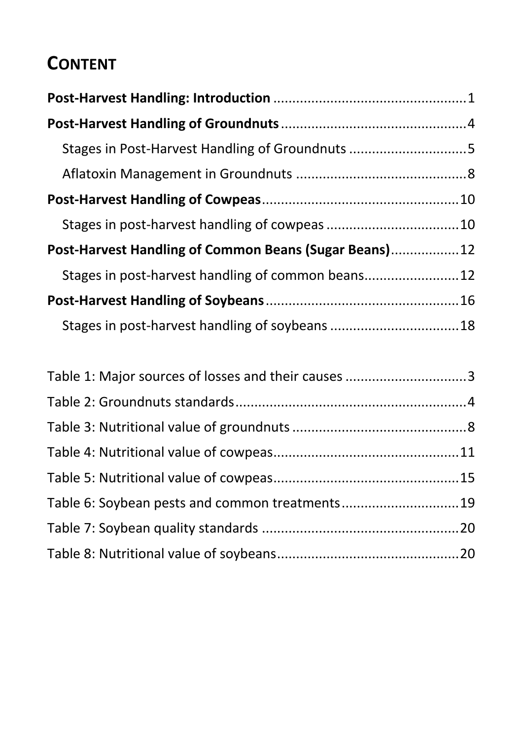# CONTENT

**Post-Harvest Handling: Introduction** .................................................. 1

**Post-Harvest Handling of Groundnuts** ................................................ 4

Stages in Post-Harvest Handling of Groundnuts ............................... 5

Aflatoxin Management in Groundnuts ............................................ 8

**Post-Harvest Handling of Cowpeas** ................................................... 10

Stages in post-harvest handling of cowpeas ................................... 10

**Post-Harvest Handling of Common Beans (Sugar Beans)** ................. 12

Stages in post-harvest handling of common beans ......................... 12

**Post-Harvest Handling of Soybeans** ................................................... 16

Stages in post-harvest handling of soybeans .................................. 18

Table 1: Major sources of losses and their causes ................................ 3

Table 2: Groundnuts standards ............................................................ 4

Table 3: Nutritional value of groundnuts .............................................. 8

Table 4: Nutritional value of cowpeas ................................................. 11

Table 5: Nutritional value of cowpeas ................................................. 15

Table 6: Soybean pests and common treatments .............................. 19

Table 7: Soybean quality standards .................................................... 20

Table 8: Nutritional value of soybeans ................................................ 20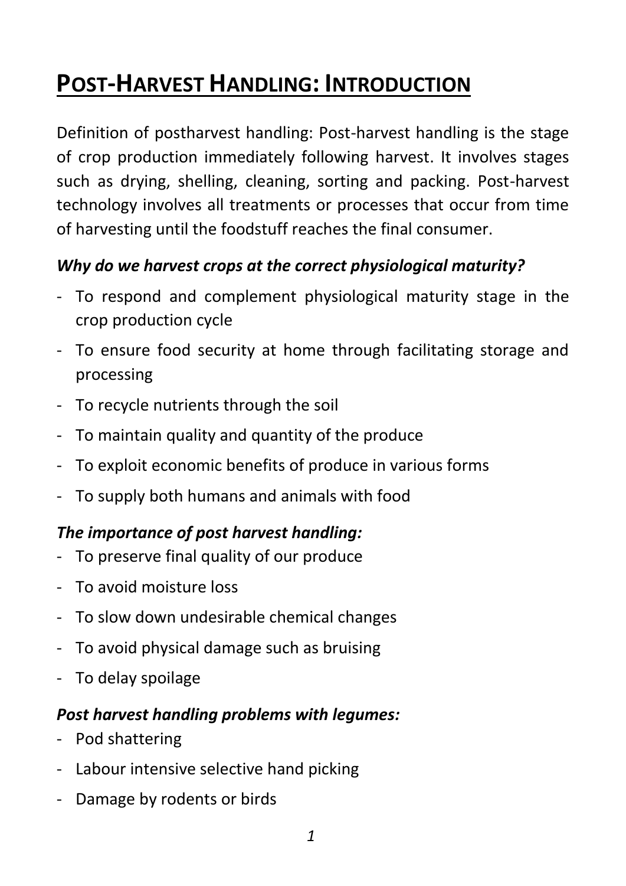# POST-HARVEST HANDLING: INTRODUCTION

Definition of postharvest handling: Post-harvest handling is the stage of crop production immediately following harvest. It involves stages such as drying, shelling, cleaning, sorting and packing. Post-harvest technology involves all treatments or processes that occur from time of harvesting until the foodstuff reaches the final consumer.

***Why do we harvest crops at the correct physiological maturity?***

- To respond and complement physiological maturity stage in the crop production cycle
- To ensure food security at home through facilitating storage and processing
- To recycle nutrients through the soil
- To maintain quality and quantity of the produce
- To exploit economic benefits of produce in various forms
- To supply both humans and animals with food

***The importance of post harvest handling:***

- To preserve final quality of our produce
- To avoid moisture loss
- To slow down undesirable chemical changes
- To avoid physical damage such as bruising
- To delay spoilage

***Post harvest handling problems with legumes:***

- Pod shattering
- Labour intensive selective hand picking
- Damage by rodents or birds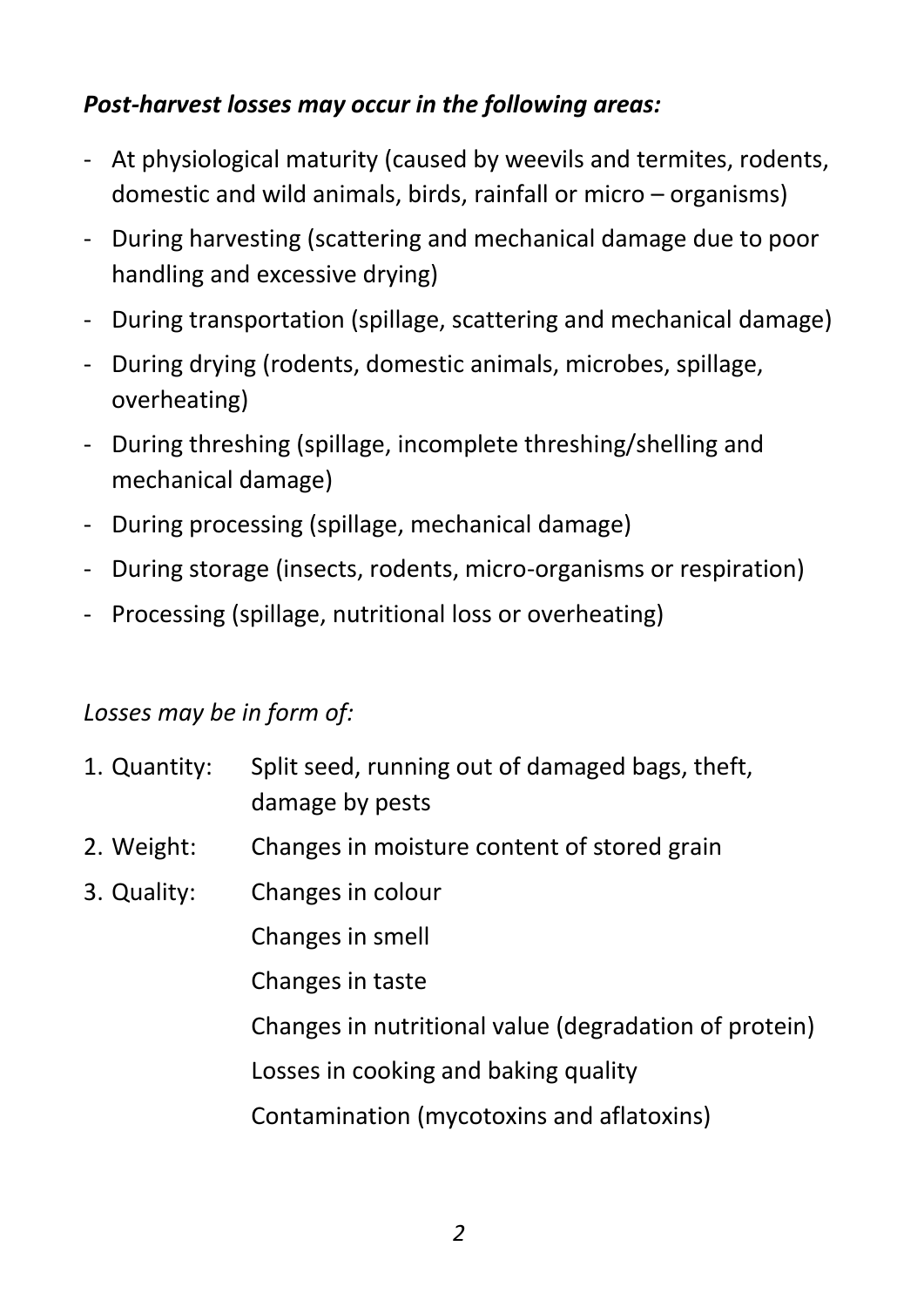***Post-harvest losses may occur in the following areas:***

- At physiological maturity (caused by weevils and termites, rodents, domestic and wild animals, birds, rainfall or micro – organisms)
- During harvesting (scattering and mechanical damage due to poor handling and excessive drying)
- During transportation (spillage, scattering and mechanical damage)
- During drying (rodents, domestic animals, microbes, spillage, overheating)
- During threshing (spillage, incomplete threshing/shelling and mechanical damage)
- During processing (spillage, mechanical damage)
- During storage (insects, rodents, micro-organisms or respiration)
- Processing (spillage, nutritional loss or overheating)

*Losses may be in form of:*

1. Quantity: Split seed, running out of damaged bags, theft, damage by pests
2. Weight: Changes in moisture content of stored grain
3. Quality: Changes in colour
   Changes in smell
   Changes in taste
   Changes in nutritional value (degradation of protein)
   Losses in cooking and baking quality
   Contamination (mycotoxins and aflatoxins)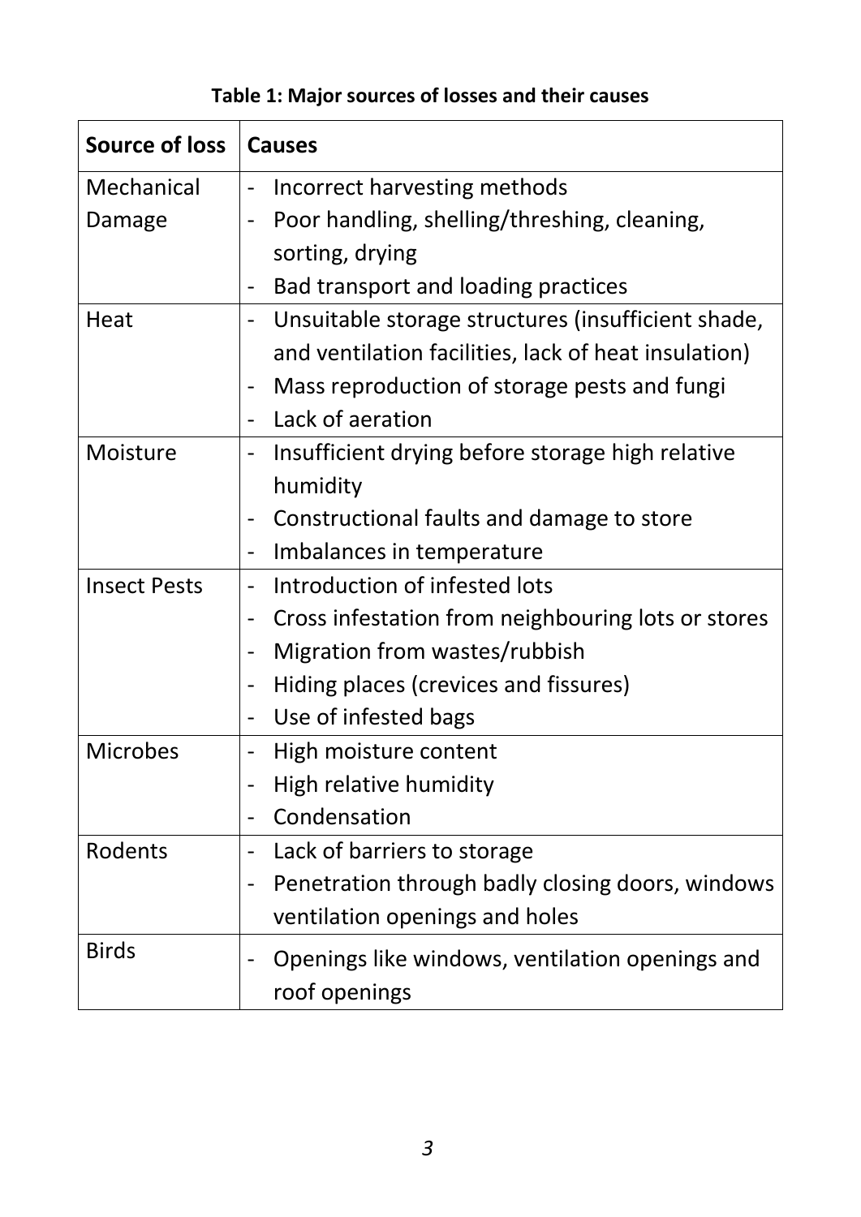**Table 1: Major sources of losses and their causes**

| Source of loss | Causes |
|---|---|
| Mechanical Damage | - Incorrect harvesting methods<br>- Poor handling, shelling/threshing, cleaning, sorting, drying<br>- Bad transport and loading practices |
| Heat | - Unsuitable storage structures (insufficient shade, and ventilation facilities, lack of heat insulation)<br>- Mass reproduction of storage pests and fungi<br>- Lack of aeration |
| Moisture | - Insufficient drying before storage high relative humidity<br>- Constructional faults and damage to store<br>- Imbalances in temperature |
| Insect Pests | - Introduction of infested lots<br>- Cross infestation from neighbouring lots or stores<br>- Migration from wastes/rubbish<br>- Hiding places (crevices and fissures)<br>- Use of infested bags |
| Microbes | - High moisture content<br>- High relative humidity<br>- Condensation |
| Rodents | - Lack of barriers to storage<br>- Penetration through badly closing doors, windows ventilation openings and holes |
| Birds | - Openings like windows, ventilation openings and roof openings |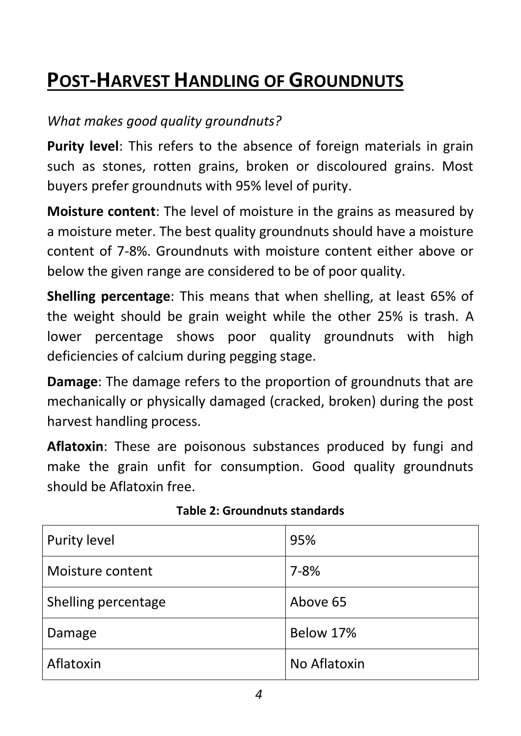# POST-HARVEST HANDLING OF GROUNDNUTS

*What makes good quality groundnuts?*

**Purity level**: This refers to the absence of foreign materials in grain such as stones, rotten grains, broken or discoloured grains. Most buyers prefer groundnuts with 95% level of purity.

**Moisture content**: The level of moisture in the grains as measured by a moisture meter. The best quality groundnuts should have a moisture content of 7-8%. Groundnuts with moisture content either above or below the given range are considered to be of poor quality.

**Shelling percentage**: This means that when shelling, at least 65% of the weight should be grain weight while the other 25% is trash. A lower percentage shows poor quality groundnuts with high deficiencies of calcium during pegging stage.

**Damage**: The damage refers to the proportion of groundnuts that are mechanically or physically damaged (cracked, broken) during the post harvest handling process.

**Aflatoxin**: These are poisonous substances produced by fungi and make the grain unfit for consumption. Good quality groundnuts should be Aflatoxin free.

**Table 2: Groundnuts standards**

| | |
|---|---|
| Purity level | 95% |
| Moisture content | 7-8% |
| Shelling percentage | Above 65 |
| Damage | Below 17% |
| Aflatoxin | No Aflatoxin |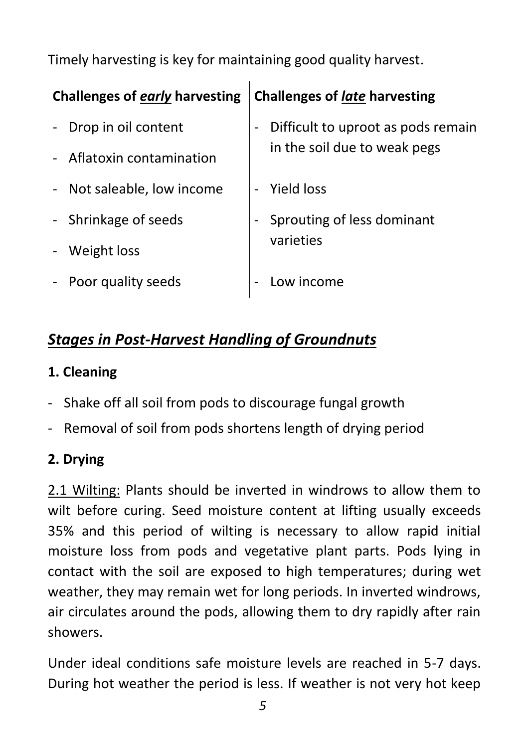Timely harvesting is key for maintaining good quality harvest.

| Challenges of ***early*** harvesting | Challenges of ***late*** harvesting |
|---|---|
| - Drop in oil content | - Difficult to uproot as pods remain in the soil due to weak pegs |
| - Aflatoxin contamination | |
| - Not saleable, low income | - Yield loss |
| - Shrinkage of seeds | - Sprouting of less dominant varieties |
| - Weight loss | |
| - Poor quality seeds | - Low income |

## ***Stages in Post-Harvest Handling of Groundnuts***

### 1. Cleaning

- Shake off all soil from pods to discourage fungal growth
- Removal of soil from pods shortens length of drying period

### 2. Drying

2.1 Wilting: Plants should be inverted in windrows to allow them to wilt before curing. Seed moisture content at lifting usually exceeds 35% and this period of wilting is necessary to allow rapid initial moisture loss from pods and vegetative plant parts. Pods lying in contact with the soil are exposed to high temperatures; during wet weather, they may remain wet for long periods. In inverted windrows, air circulates around the pods, allowing them to dry rapidly after rain showers.

Under ideal conditions safe moisture levels are reached in 5-7 days. During hot weather the period is less. If weather is not very hot keep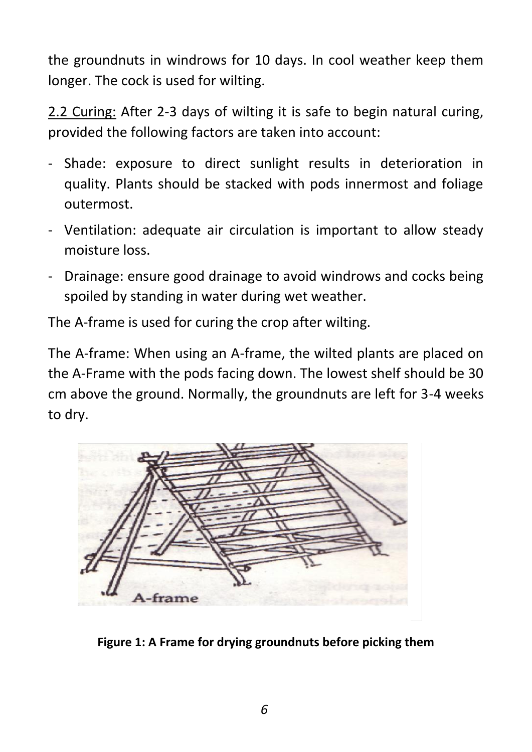the groundnuts in windrows for 10 days. In cool weather keep them longer. The cock is used for wilting.

<u>2.2 Curing:</u> After 2-3 days of wilting it is safe to begin natural curing, provided the following factors are taken into account:

- Shade: exposure to direct sunlight results in deterioration in quality. Plants should be stacked with pods innermost and foliage outermost.
- Ventilation: adequate air circulation is important to allow steady moisture loss.
- Drainage: ensure good drainage to avoid windrows and cocks being spoiled by standing in water during wet weather.

The A-frame is used for curing the crop after wilting.

The A-frame: When using an A-frame, the wilted plants are placed on the A-Frame with the pods facing down. The lowest shelf should be 30 cm above the ground. Normally, the groundnuts are left for 3-4 weeks to dry.

**Figure 1: A Frame for drying groundnuts before picking them**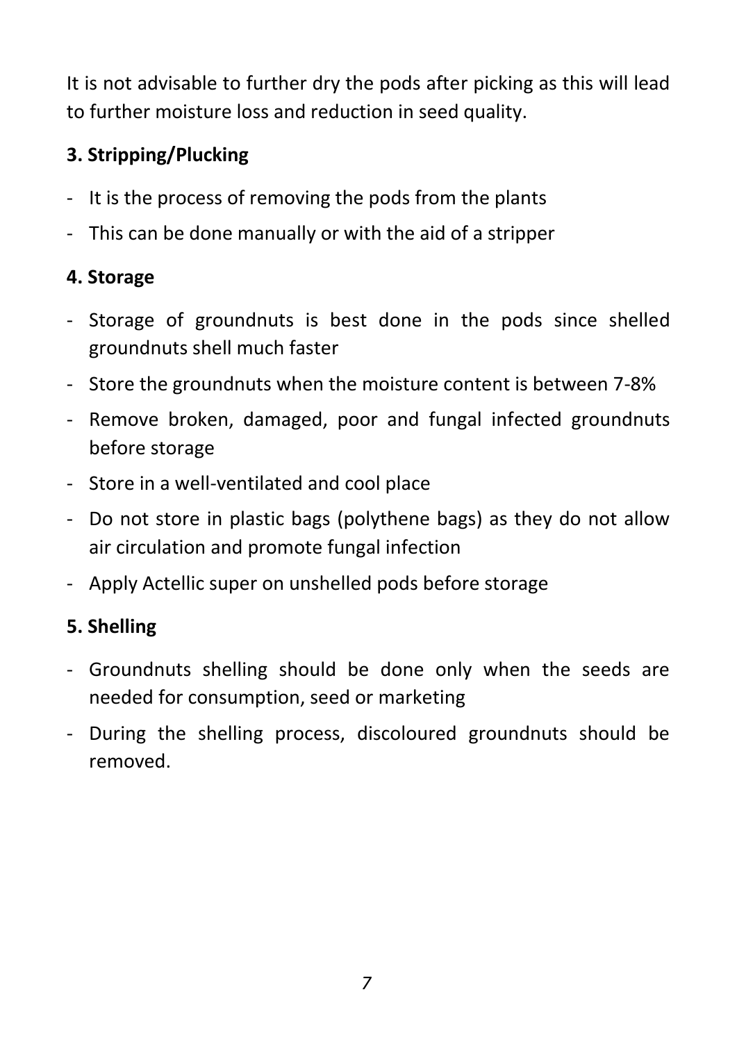It is not advisable to further dry the pods after picking as this will lead to further moisture loss and reduction in seed quality.

**3. Stripping/Plucking**

- It is the process of removing the pods from the plants
- This can be done manually or with the aid of a stripper

**4. Storage**

- Storage of groundnuts is best done in the pods since shelled groundnuts shell much faster
- Store the groundnuts when the moisture content is between 7-8%
- Remove broken, damaged, poor and fungal infected groundnuts before storage
- Store in a well-ventilated and cool place
- Do not store in plastic bags (polythene bags) as they do not allow air circulation and promote fungal infection
- Apply Actellic super on unshelled pods before storage

**5. Shelling**

- Groundnuts shelling should be done only when the seeds are needed for consumption, seed or marketing
- During the shelling process, discoloured groundnuts should be removed.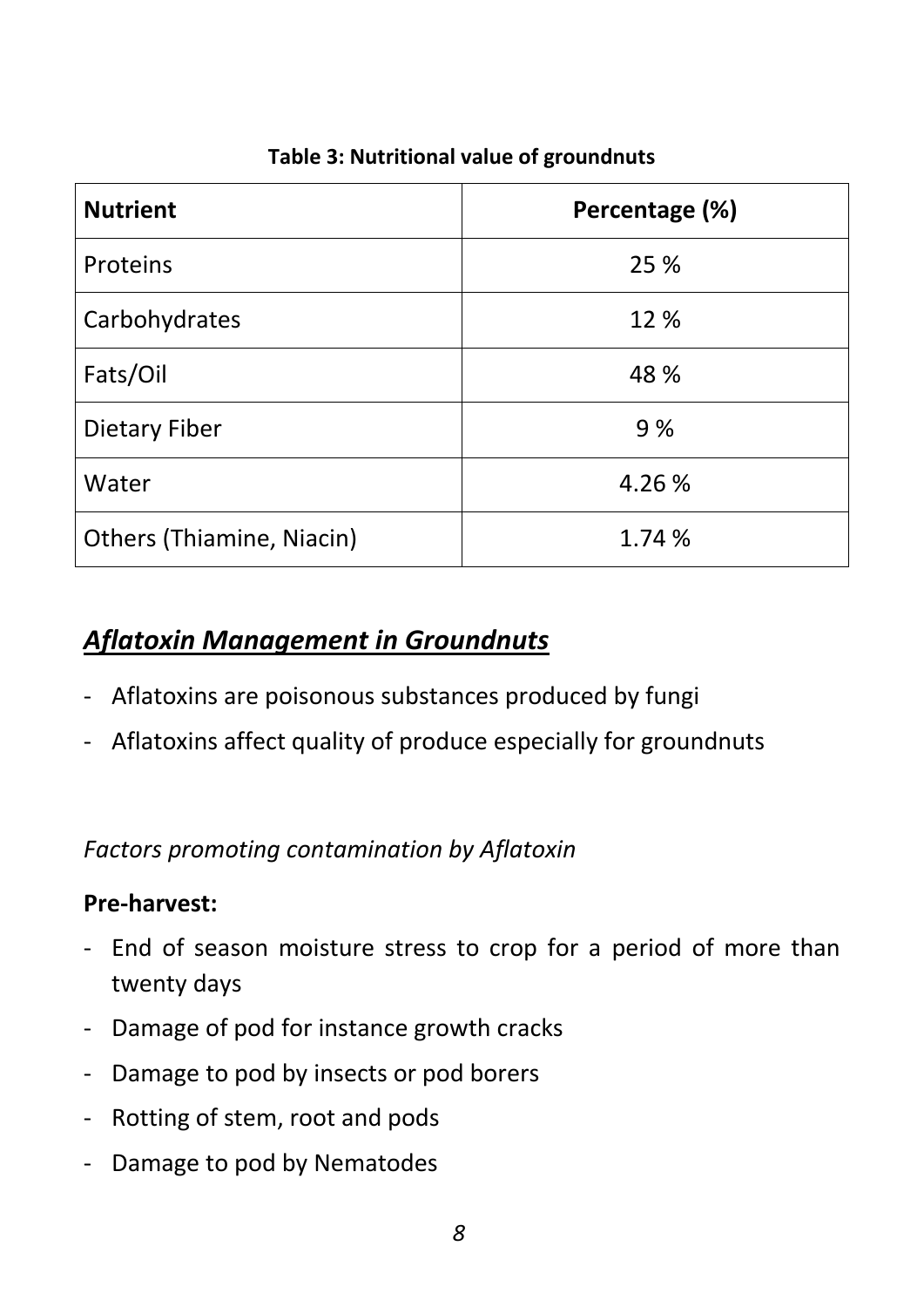**Table 3: Nutritional value of groundnuts**

| Nutrient | Percentage (%) |
|---|---|
| Proteins | 25 % |
| Carbohydrates | 12 % |
| Fats/Oil | 48 % |
| Dietary Fiber | 9 % |
| Water | 4.26 % |
| Others (Thiamine, Niacin) | 1.74 % |

## ***Aflatoxin Management in Groundnuts***

- Aflatoxins are poisonous substances produced by fungi
- Aflatoxins affect quality of produce especially for groundnuts

*Factors promoting contamination by Aflatoxin*

**Pre-harvest:**

- End of season moisture stress to crop for a period of more than twenty days
- Damage of pod for instance growth cracks
- Damage to pod by insects or pod borers
- Rotting of stem, root and pods
- Damage to pod by Nematodes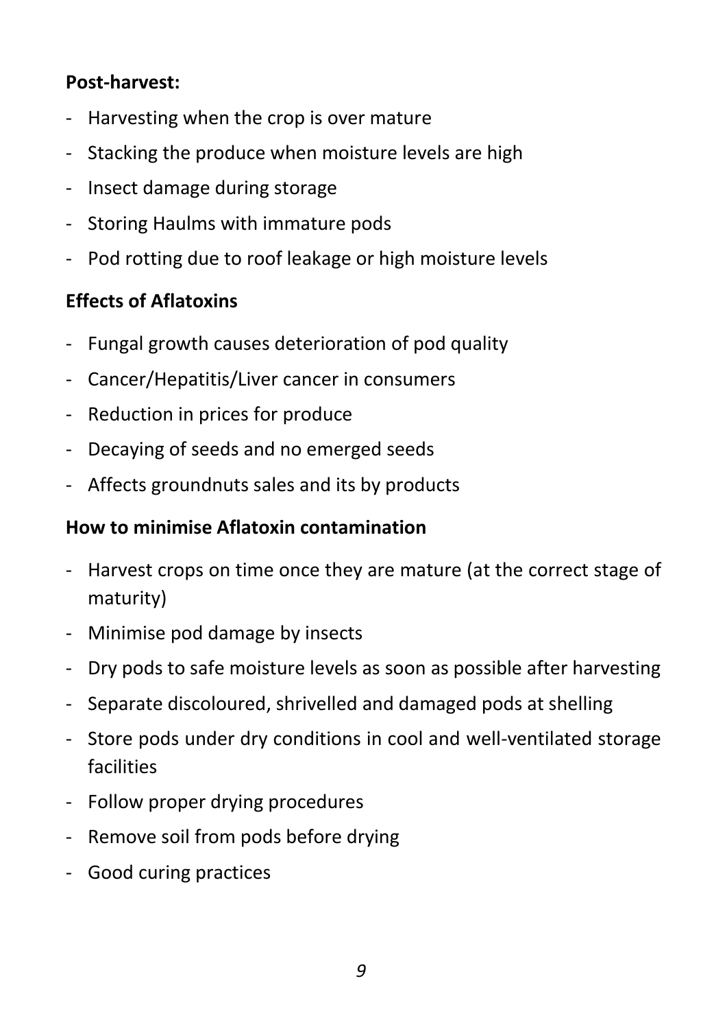**Post-harvest:**

- Harvesting when the crop is over mature
- Stacking the produce when moisture levels are high
- Insect damage during storage
- Storing Haulms with immature pods
- Pod rotting due to roof leakage or high moisture levels

**Effects of Aflatoxins**

- Fungal growth causes deterioration of pod quality
- Cancer/Hepatitis/Liver cancer in consumers
- Reduction in prices for produce
- Decaying of seeds and no emerged seeds
- Affects groundnuts sales and its by products

**How to minimise Aflatoxin contamination**

- Harvest crops on time once they are mature (at the correct stage of maturity)
- Minimise pod damage by insects
- Dry pods to safe moisture levels as soon as possible after harvesting
- Separate discoloured, shrivelled and damaged pods at shelling
- Store pods under dry conditions in cool and well-ventilated storage facilities
- Follow proper drying procedures
- Remove soil from pods before drying
- Good curing practices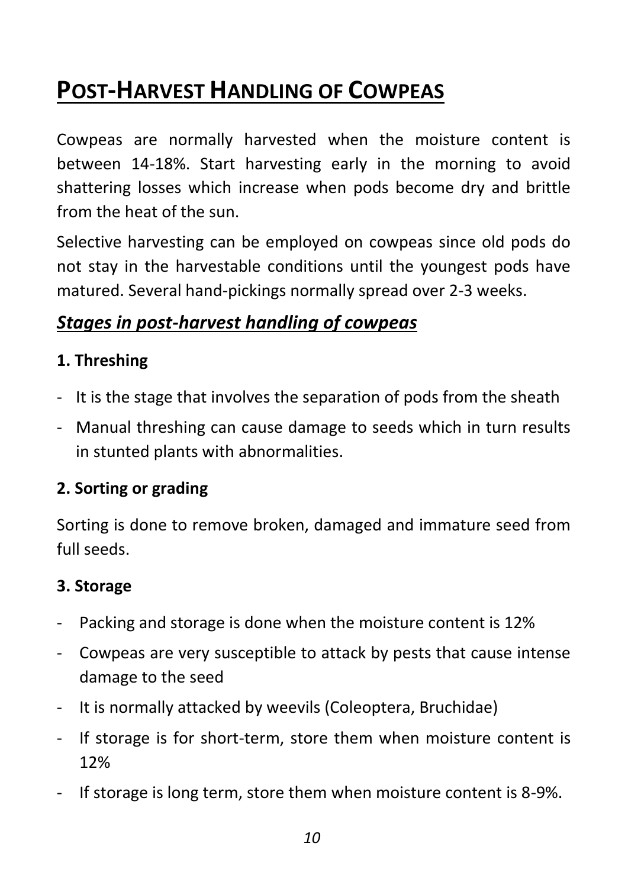# POST-HARVEST HANDLING OF COWPEAS

Cowpeas are normally harvested when the moisture content is between 14-18%. Start harvesting early in the morning to avoid shattering losses which increase when pods become dry and brittle from the heat of the sun.

Selective harvesting can be employed on cowpeas since old pods do not stay in the harvestable conditions until the youngest pods have matured. Several hand-pickings normally spread over 2-3 weeks.

## ***Stages in post-harvest handling of cowpeas***

### 1. Threshing

- It is the stage that involves the separation of pods from the sheath
- Manual threshing can cause damage to seeds which in turn results in stunted plants with abnormalities.

### 2. Sorting or grading

Sorting is done to remove broken, damaged and immature seed from full seeds.

### 3. Storage

- Packing and storage is done when the moisture content is 12%
- Cowpeas are very susceptible to attack by pests that cause intense damage to the seed
- It is normally attacked by weevils (Coleoptera, Bruchidae)
- If storage is for short-term, store them when moisture content is 12%
- If storage is long term, store them when moisture content is 8-9%.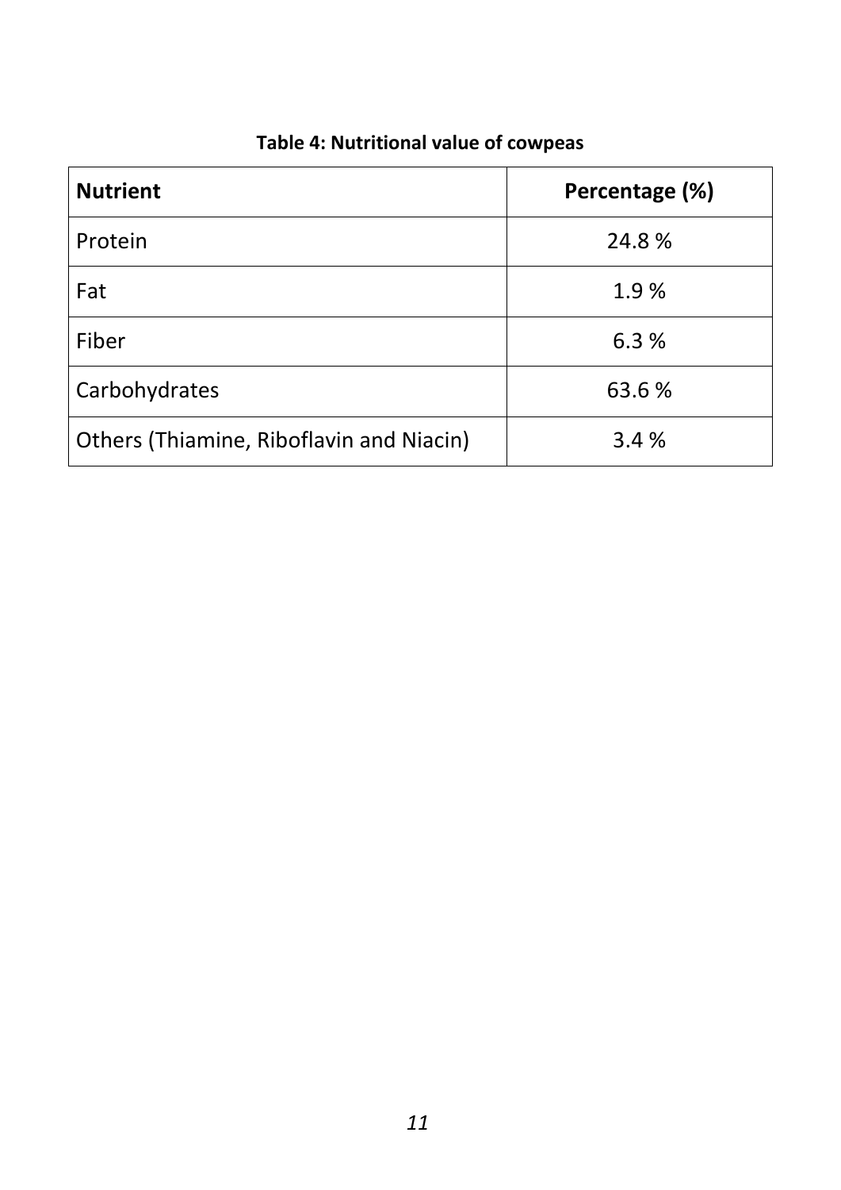**Table 4: Nutritional value of cowpeas**

| Nutrient | Percentage (%) |
| --- | --- |
| Protein | 24.8 % |
| Fat | 1.9 % |
| Fiber | 6.3 % |
| Carbohydrates | 63.6 % |
| Others (Thiamine, Riboflavin and Niacin) | 3.4 % |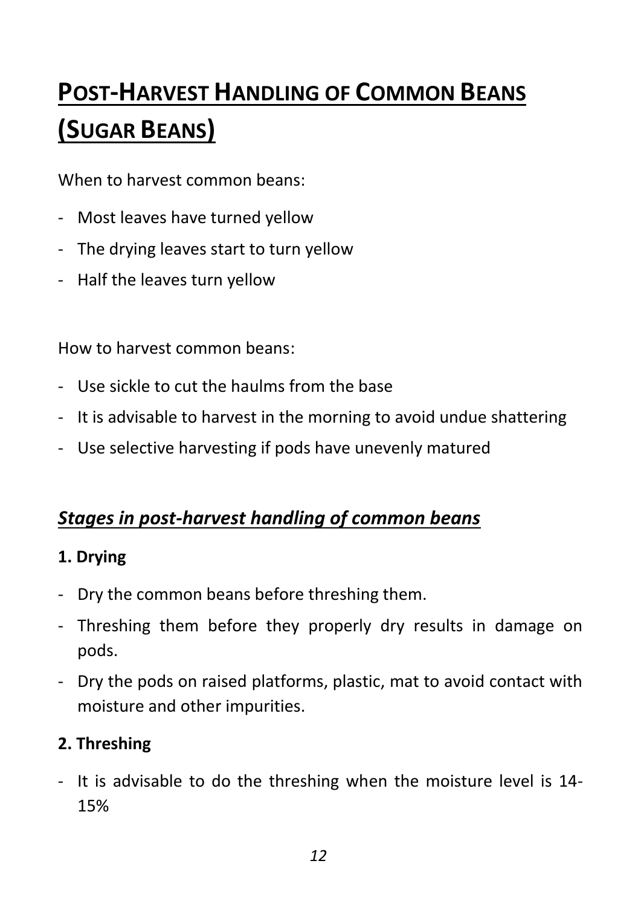# Post-Harvest Handling of Common Beans (Sugar Beans)

When to harvest common beans:

- Most leaves have turned yellow
- The drying leaves start to turn yellow
- Half the leaves turn yellow

How to harvest common beans:

- Use sickle to cut the haulms from the base
- It is advisable to harvest in the morning to avoid undue shattering
- Use selective harvesting if pods have unevenly matured

## *Stages in post-harvest handling of common beans*

### 1. Drying

- Dry the common beans before threshing them.
- Threshing them before they properly dry results in damage on pods.
- Dry the pods on raised platforms, plastic, mat to avoid contact with moisture and other impurities.

### 2. Threshing

- It is advisable to do the threshing when the moisture level is 14-15%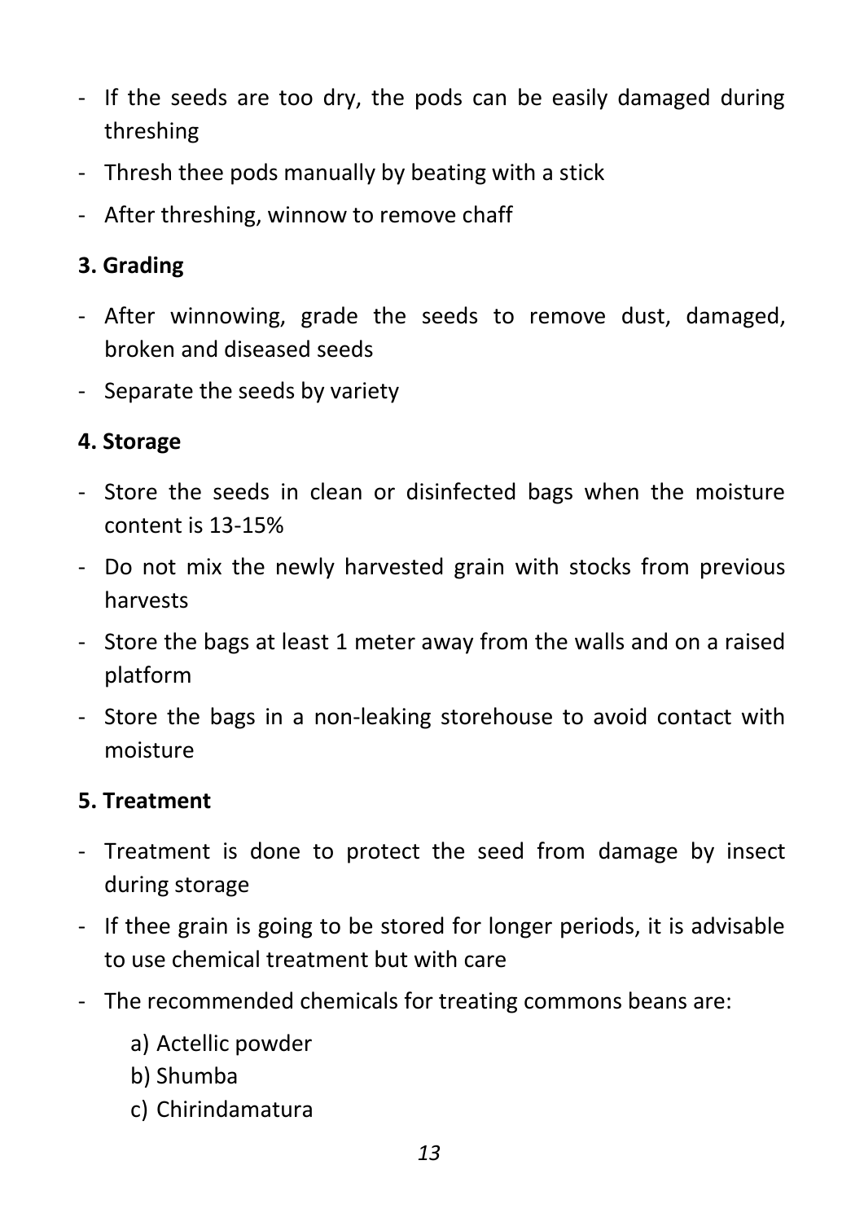- If the seeds are too dry, the pods can be easily damaged during threshing
- Thresh thee pods manually by beating with a stick
- After threshing, winnow to remove chaff

### 3. Grading

- After winnowing, grade the seeds to remove dust, damaged, broken and diseased seeds
- Separate the seeds by variety

### 4. Storage

- Store the seeds in clean or disinfected bags when the moisture content is 13-15%
- Do not mix the newly harvested grain with stocks from previous harvests
- Store the bags at least 1 meter away from the walls and on a raised platform
- Store the bags in a non-leaking storehouse to avoid contact with moisture

### 5. Treatment

- Treatment is done to protect the seed from damage by insect during storage
- If thee grain is going to be stored for longer periods, it is advisable to use chemical treatment but with care
- The recommended chemicals for treating commons beans are:
    a) Actellic powder
    b) Shumba
    c) Chirindamatura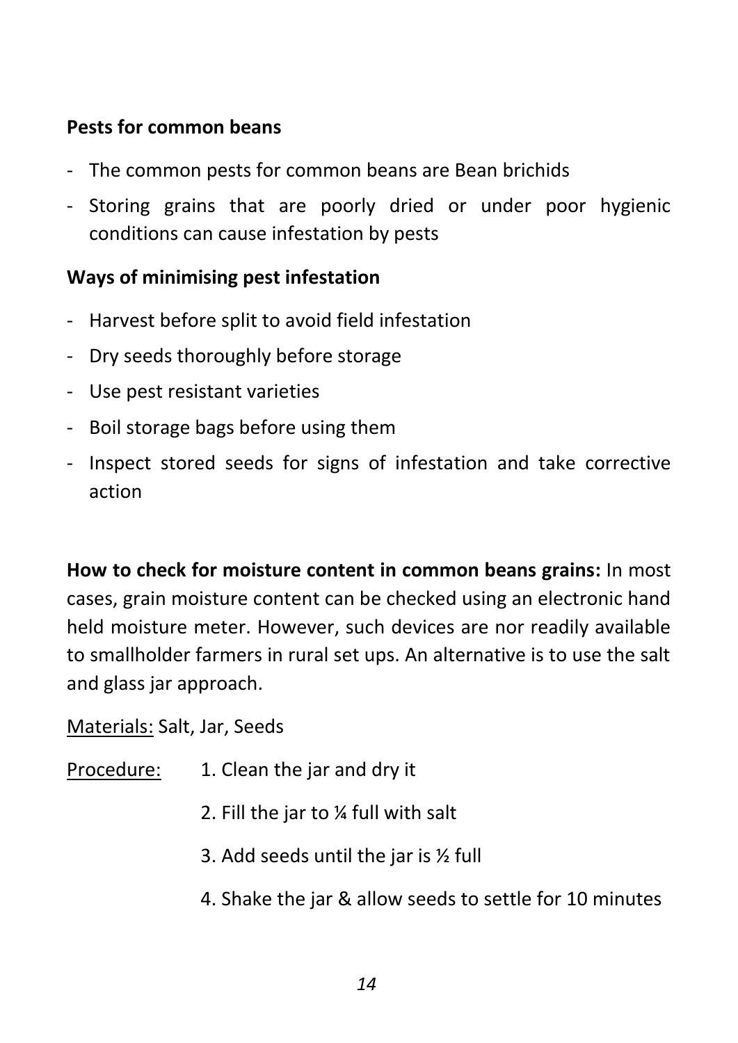**Pests for common beans**

- The common pests for common beans are Bean brichids
- Storing grains that are poorly dried or under poor hygienic conditions can cause infestation by pests

**Ways of minimising pest infestation**

- Harvest before split to avoid field infestation
- Dry seeds thoroughly before storage
- Use pest resistant varieties
- Boil storage bags before using them
- Inspect stored seeds for signs of infestation and take corrective action

**How to check for moisture content in common beans grains:** In most cases, grain moisture content can be checked using an electronic hand held moisture meter. However, such devices are nor readily available to smallholder farmers in rural set ups. An alternative is to use the salt and glass jar approach.

<u>Materials:</u> Salt, Jar, Seeds

<u>Procedure:</u>

1. Clean the jar and dry it
2. Fill the jar to ¼ full with salt
3. Add seeds until the jar is ½ full
4. Shake the jar & allow seeds to settle for 10 minutes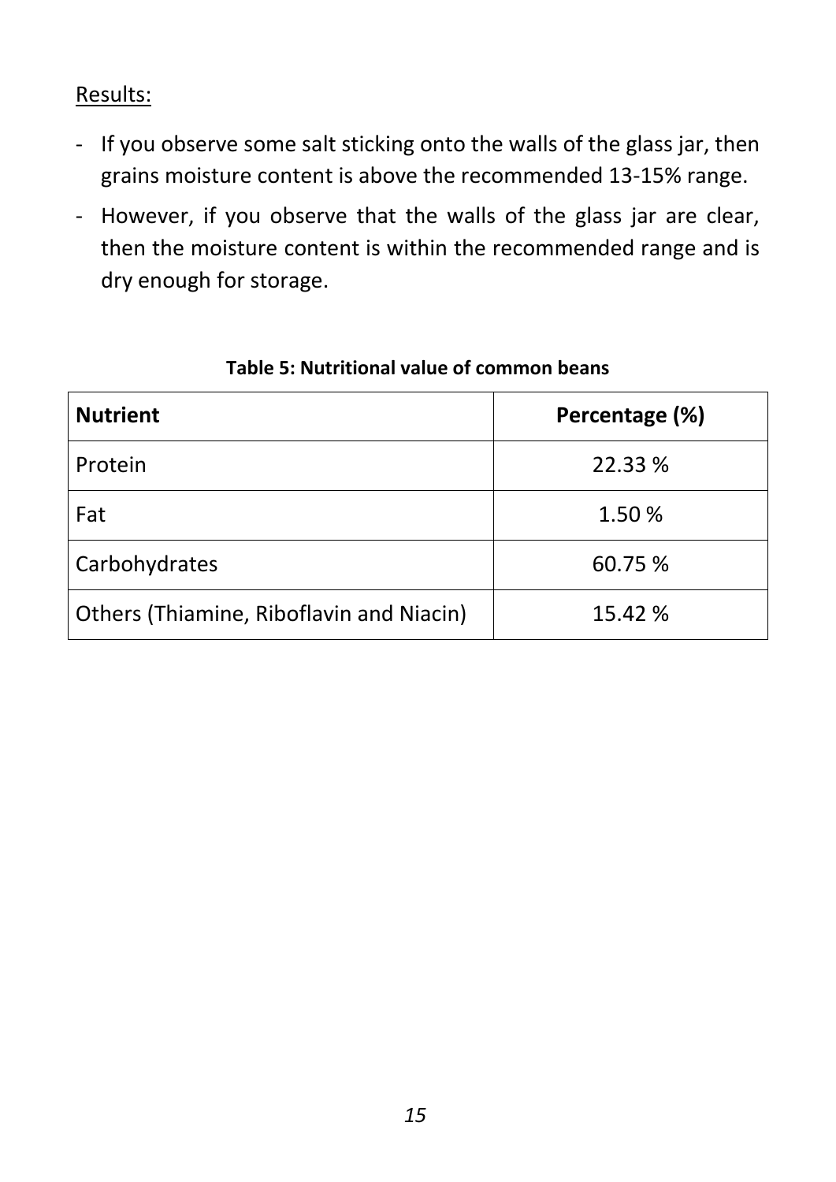Results:

- If you observe some salt sticking onto the walls of the glass jar, then grains moisture content is above the recommended 13-15% range.
- However, if you observe that the walls of the glass jar are clear, then the moisture content is within the recommended range and is dry enough for storage.

**Table 5: Nutritional value of common beans**

| **Nutrient** | **Percentage (%)** |
| --- | --- |
| Protein | 22.33 % |
| Fat | 1.50 % |
| Carbohydrates | 60.75 % |
| Others (Thiamine, Riboflavin and Niacin) | 15.42 % |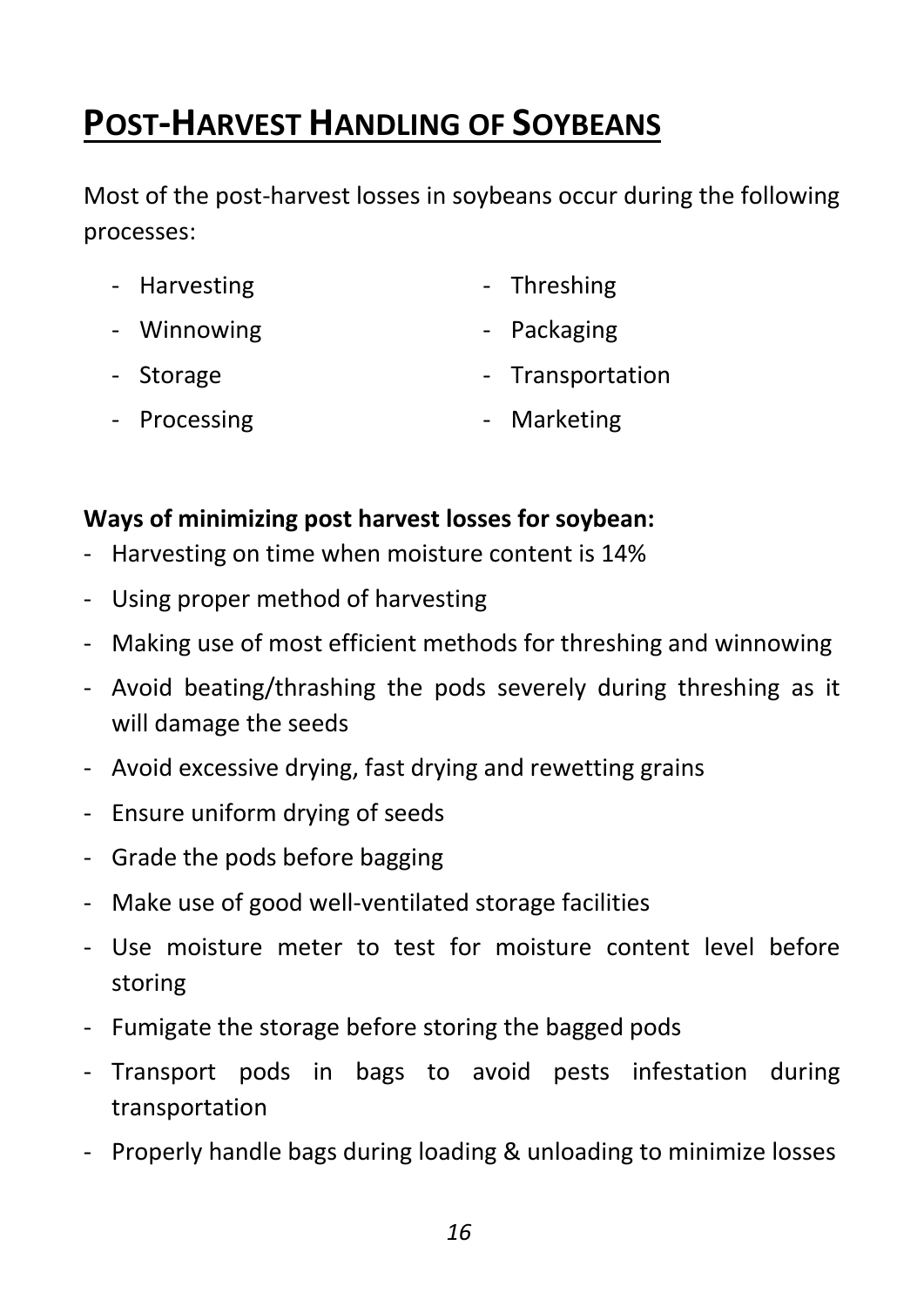# POST-HARVEST HANDLING OF SOYBEANS

Most of the post-harvest losses in soybeans occur during the following processes:

- Harvesting
- Threshing
- Winnowing
- Packaging
- Storage
- Transportation
- Processing
- Marketing

**Ways of minimizing post harvest losses for soybean:**

- Harvesting on time when moisture content is 14%
- Using proper method of harvesting
- Making use of most efficient methods for threshing and winnowing
- Avoid beating/thrashing the pods severely during threshing as it will damage the seeds
- Avoid excessive drying, fast drying and rewetting grains
- Ensure uniform drying of seeds
- Grade the pods before bagging
- Make use of good well-ventilated storage facilities
- Use moisture meter to test for moisture content level before storing
- Fumigate the storage before storing the bagged pods
- Transport pods in bags to avoid pests infestation during transportation
- Properly handle bags during loading & unloading to minimize losses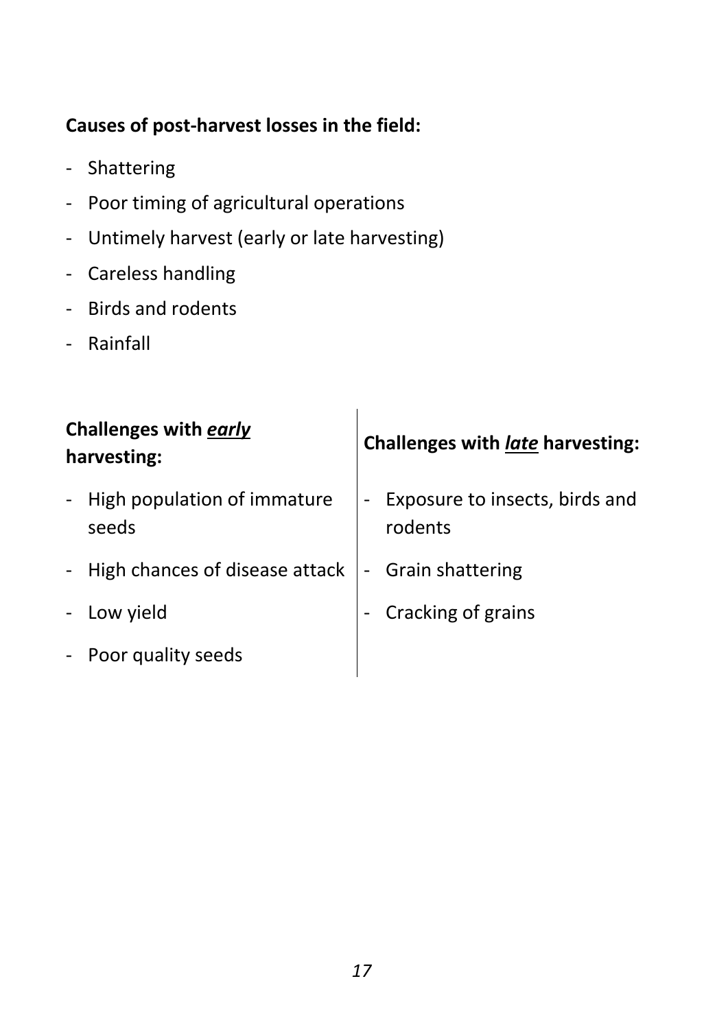**Causes of post-harvest losses in the field:**

- Shattering
- Poor timing of agricultural operations
- Untimely harvest (early or late harvesting)
- Careless handling
- Birds and rodents
- Rainfall

| **Challenges with _early_ harvesting:** | **Challenges with _late_ harvesting:** |
|---|---|
| - High population of immature seeds | - Exposure to insects, birds and rodents |
| - High chances of disease attack | - Grain shattering |
| - Low yield | - Cracking of grains |
| - Poor quality seeds | |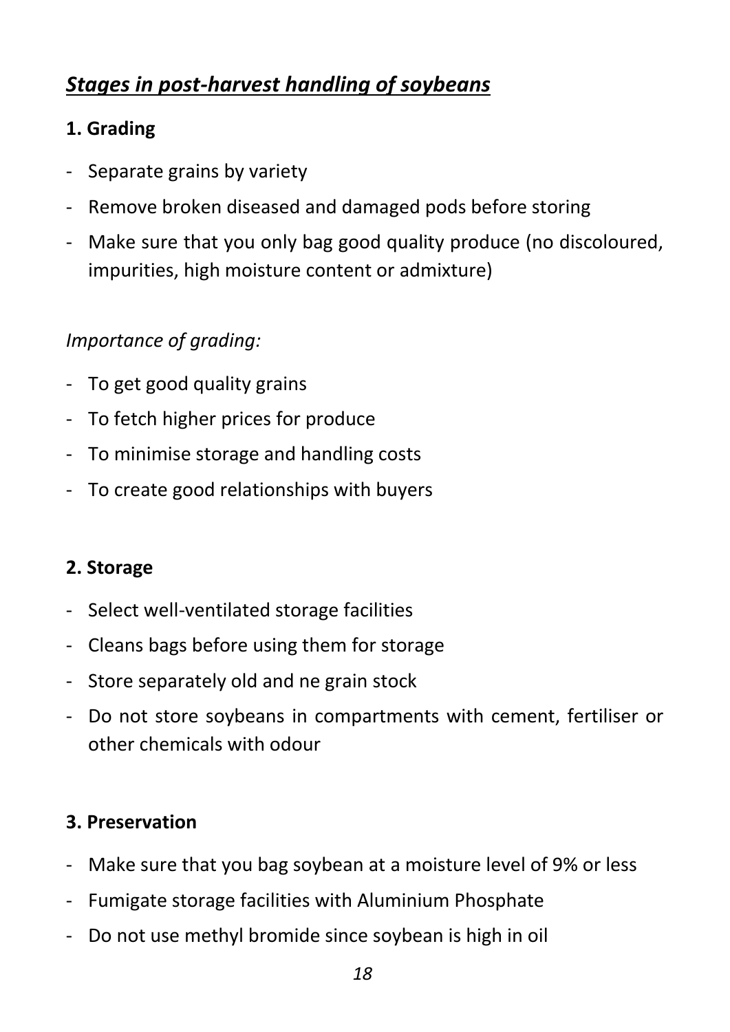## ***Stages in post-harvest handling of soybeans***

### 1. Grading

- Separate grains by variety
- Remove broken diseased and damaged pods before storing
- Make sure that you only bag good quality produce (no discoloured, impurities, high moisture content or admixture)

*Importance of grading:*

- To get good quality grains
- To fetch higher prices for produce
- To minimise storage and handling costs
- To create good relationships with buyers

### 2. Storage

- Select well-ventilated storage facilities
- Cleans bags before using them for storage
- Store separately old and ne grain stock
- Do not store soybeans in compartments with cement, fertiliser or other chemicals with odour

### 3. Preservation

- Make sure that you bag soybean at a moisture level of 9% or less
- Fumigate storage facilities with Aluminium Phosphate
- Do not use methyl bromide since soybean is high in oil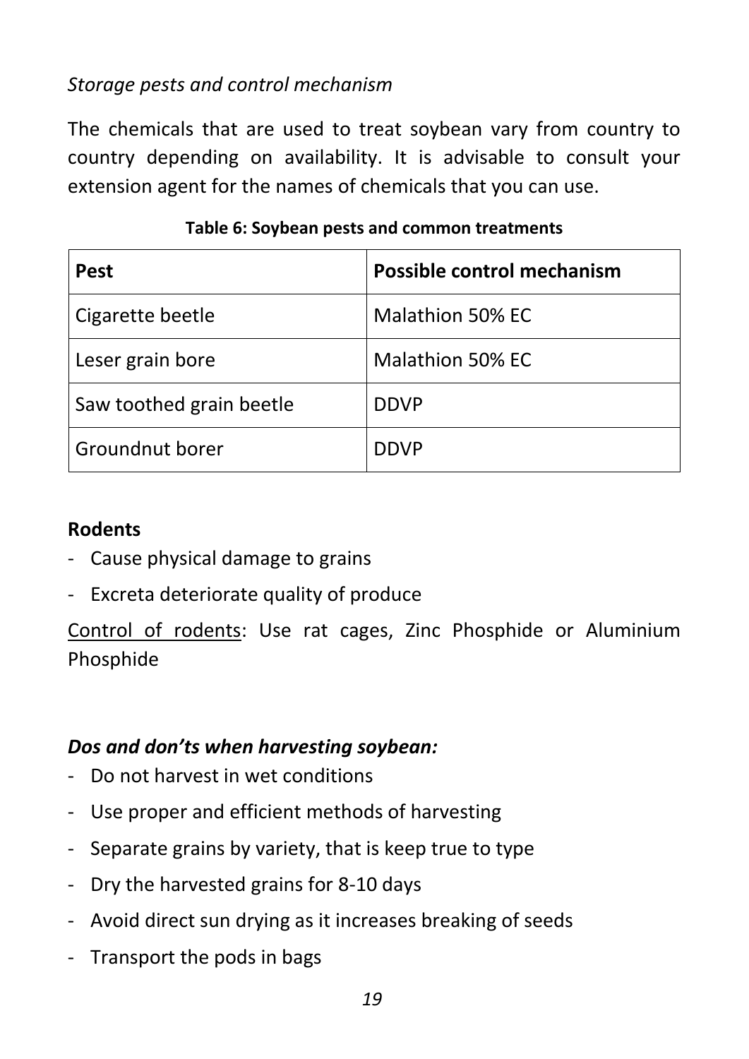*Storage pests and control mechanism*

The chemicals that are used to treat soybean vary from country to country depending on availability. It is advisable to consult your extension agent for the names of chemicals that you can use.

**Table 6: Soybean pests and common treatments**

| Pest | Possible control mechanism |
| --- | --- |
| Cigarette beetle | Malathion 50% EC |
| Leser grain bore | Malathion 50% EC |
| Saw toothed grain beetle | DDVP |
| Groundnut borer | DDVP |

**Rodents**

- Cause physical damage to grains
- Excreta deteriorate quality of produce

<u>Control of rodents</u>: Use rat cages, Zinc Phosphide or Aluminium Phosphide

***Dos and don'ts when harvesting soybean:***

- Do not harvest in wet conditions
- Use proper and efficient methods of harvesting
- Separate grains by variety, that is keep true to type
- Dry the harvested grains for 8-10 days
- Avoid direct sun drying as it increases breaking of seeds
- Transport the pods in bags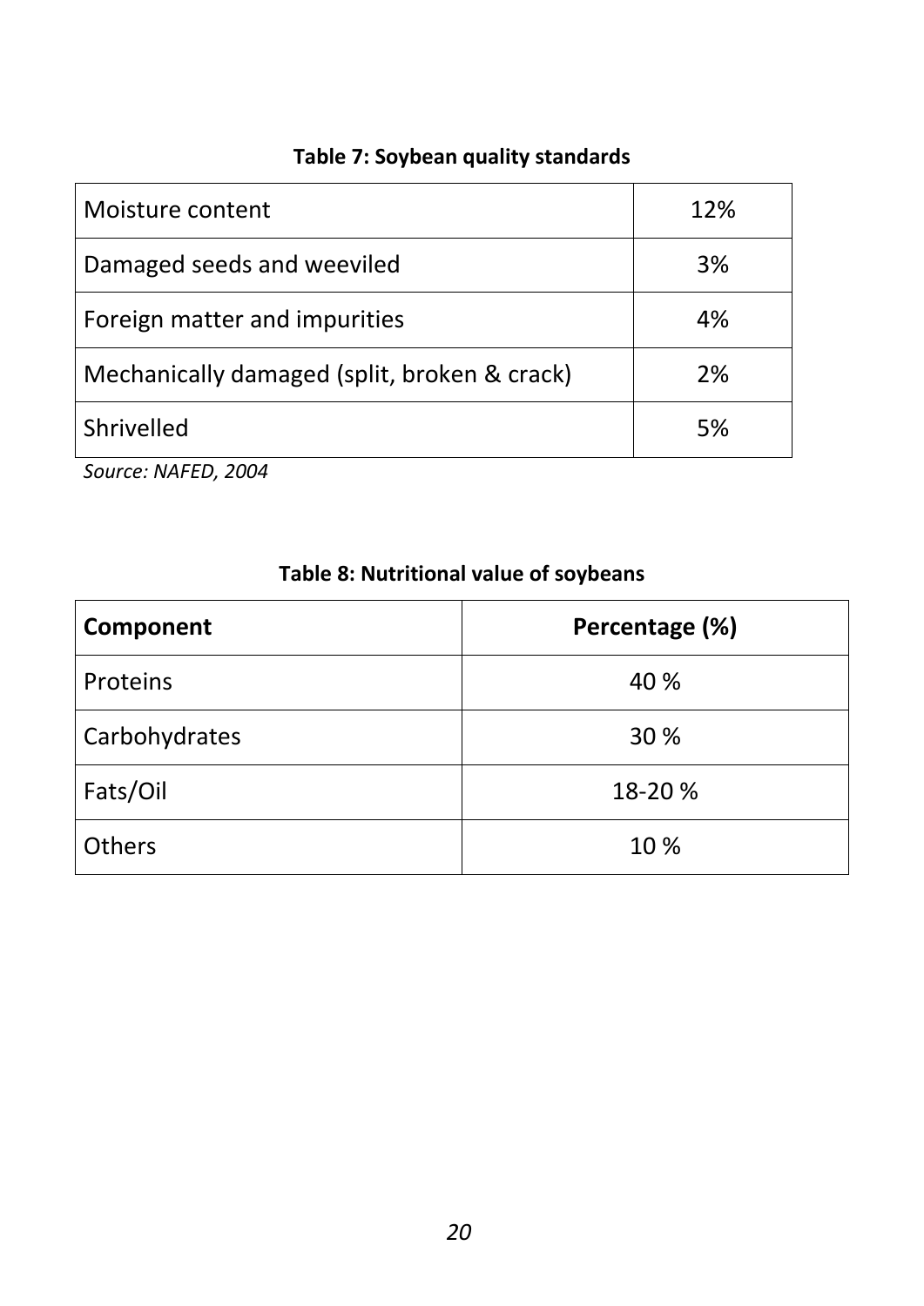**Table 7: Soybean quality standards**

| | |
|---|---|
| Moisture content | 12% |
| Damaged seeds and weeviled | 3% |
| Foreign matter and impurities | 4% |
| Mechanically damaged (split, broken & crack) | 2% |
| Shrivelled | 5% |

*Source: NAFED, 2004*

**Table 8: Nutritional value of soybeans**

| Component | Percentage (%) |
|---|---|
| Proteins | 40 % |
| Carbohydrates | 30 % |
| Fats/Oil | 18-20 % |
| Others | 10 % |